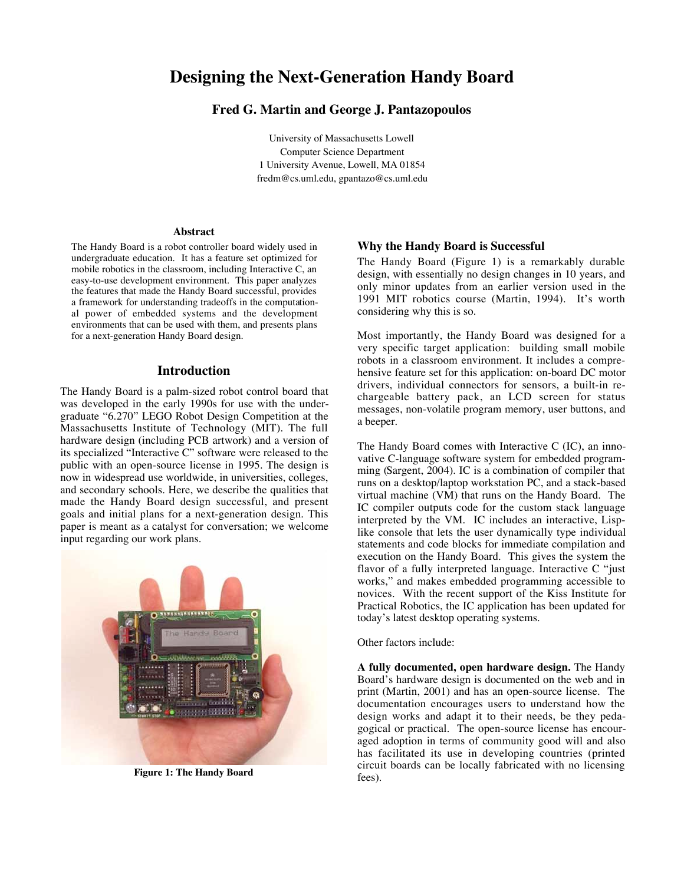# Designing the Next-Generation Handy Board

**Fred G. Martin and George J. Pantazopoulos**

University of Massachusetts Lowell
Computer Science Department
1 University Avenue, Lowell, MA 01854
fredm@cs.uml.edu, gpantazo@cs.uml.edu

### Abstract

The Handy Board is a robot controller board widely used in undergraduate education. It has a feature set optimized for mobile robotics in the classroom, including Interactive C, an easy-to-use development environment. This paper analyzes the features that made the Handy Board successful, provides a framework for understanding tradeoffs in the computational power of embedded systems and the development environments that can be used with them, and presents plans for a next-generation Handy Board design.

## Introduction

The Handy Board is a palm-sized robot control board that was developed in the early 1990s for use with the undergraduate "6.270" LEGO Robot Design Competition at the Massachusetts Institute of Technology (MIT). The full hardware design (including PCB artwork) and a version of its specialized "Interactive C" software were released to the public with an open-source license in 1995. The design is now in widespread use worldwide, in universities, colleges, and secondary schools. Here, we describe the qualities that made the Handy Board design successful, and present goals and initial plans for a next-generation design. This paper is meant as a catalyst for conversation; we welcome input regarding our work plans.

**Figure 1: The Handy Board**

## Why the Handy Board is Successful

The Handy Board (Figure 1) is a remarkably durable design, with essentially no design changes in 10 years, and only minor updates from an earlier version used in the 1991 MIT robotics course (Martin, 1994). It's worth considering why this is so.

Most importantly, the Handy Board was designed for a very specific target application: building small mobile robots in a classroom environment. It includes a comprehensive feature set for this application: on-board DC motor drivers, individual connectors for sensors, a built-in rechargeable battery pack, an LCD screen for status messages, non-volatile program memory, user buttons, and a beeper.

The Handy Board comes with Interactive C (IC), an innovative C-language software system for embedded programming (Sargent, 2004). IC is a combination of compiler that runs on a desktop/laptop workstation PC, and a stack-based virtual machine (VM) that runs on the Handy Board. The IC compiler outputs code for the custom stack language interpreted by the VM. IC includes an interactive, Lisp-like console that lets the user dynamically type individual statements and code blocks for immediate compilation and execution on the Handy Board. This gives the system the flavor of a fully interpreted language. Interactive C "just works," and makes embedded programming accessible to novices. With the recent support of the Kiss Institute for Practical Robotics, the IC application has been updated for today's latest desktop operating systems.

Other factors include:

**A fully documented, open hardware design.** The Handy Board's hardware design is documented on the web and in print (Martin, 2001) and has an open-source license. The documentation encourages users to understand how the design works and adapt it to their needs, be they pedagogical or practical. The open-source license has encouraged adoption in terms of community good will and also has facilitated its use in developing countries (printed circuit boards can be locally fabricated with no licensing fees).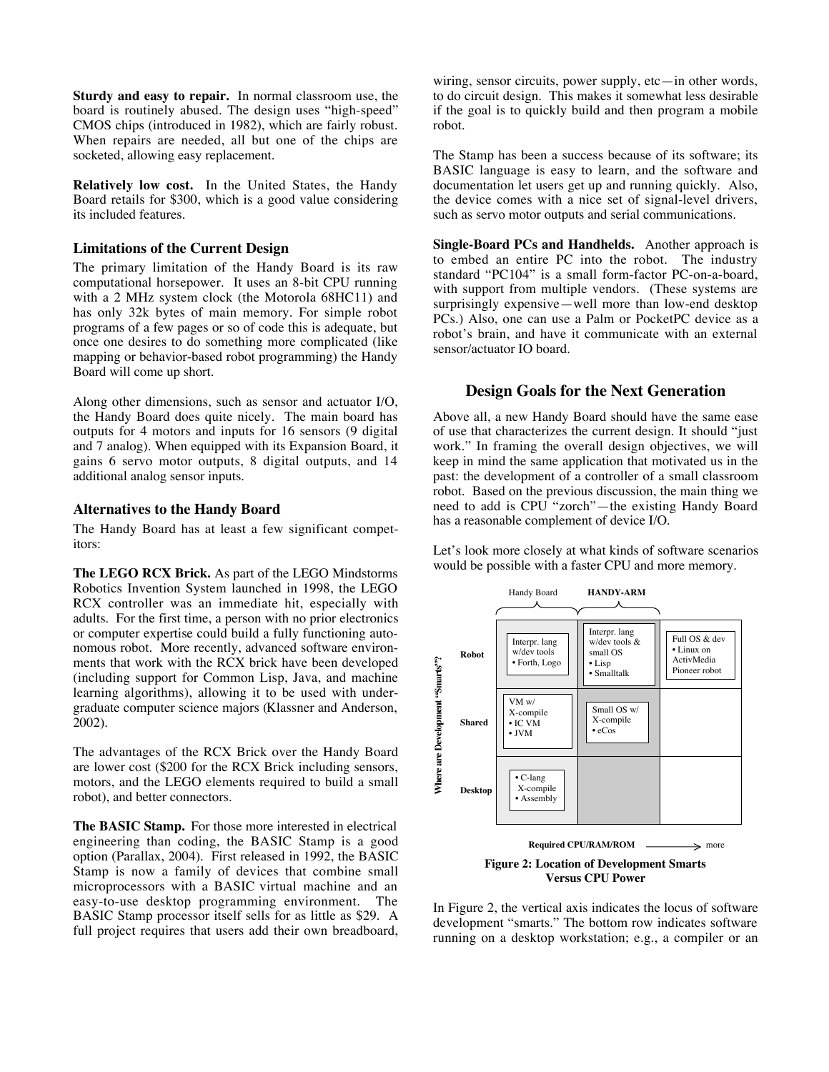**Sturdy and easy to repair.** In normal classroom use, the board is routinely abused. The design uses "high-speed" CMOS chips (introduced in 1982), which are fairly robust. When repairs are needed, all but one of the chips are socketed, allowing easy replacement.

**Relatively low cost.** In the United States, the Handy Board retails for $300, which is a good value considering its included features.

### Limitations of the Current Design

The primary limitation of the Handy Board is its raw computational horsepower. It uses an 8-bit CPU running with a 2 MHz system clock (the Motorola 68HC11) and has only 32k bytes of main memory. For simple robot programs of a few pages or so of code this is adequate, but once one desires to do something more complicated (like mapping or behavior-based robot programming) the Handy Board will come up short.

Along other dimensions, such as sensor and actuator I/O, the Handy Board does quite nicely. The main board has outputs for 4 motors and inputs for 16 sensors (9 digital and 7 analog). When equipped with its Expansion Board, it gains 6 servo motor outputs, 8 digital outputs, and 14 additional analog sensor inputs.

### Alternatives to the Handy Board

The Handy Board has at least a few significant competitors:

**The LEGO RCX Brick.** As part of the LEGO Mindstorms Robotics Invention System launched in 1998, the LEGO RCX controller was an immediate hit, especially with adults. For the first time, a person with no prior electronics or computer expertise could build a fully functioning autonomous robot. More recently, advanced software environments that work with the RCX brick have been developed (including support for Common Lisp, Java, and machine learning algorithms), allowing it to be used with undergraduate computer science majors (Klassner and Anderson, 2002).

The advantages of the RCX Brick over the Handy Board are lower cost ($200 for the RCX Brick including sensors, motors, and the LEGO elements required to build a small robot), and better connectors.

**The BASIC Stamp.** For those more interested in electrical engineering than coding, the BASIC Stamp is a good option (Parallax, 2004). First released in 1992, the BASIC Stamp is now a family of devices that combine small microprocessors with a BASIC virtual machine and an easy-to-use desktop programming environment. The BASIC Stamp processor itself sells for as little as $29. A full project requires that users add their own breadboard, wiring, sensor circuits, power supply, etc—in other words, to do circuit design. This makes it somewhat less desirable if the goal is to quickly build and then program a mobile robot.

The Stamp has been a success because of its software; its BASIC language is easy to learn, and the software and documentation let users get up and running quickly. Also, the device comes with a nice set of signal-level drivers, such as servo motor outputs and serial communications.

**Single-Board PCs and Handhelds.** Another approach is to embed an entire PC into the robot. The industry standard "PC104" is a small form-factor PC-on-a-board, with support from multiple vendors. (These systems are surprisingly expensive—well more than low-end desktop PCs.) Also, one can use a Palm or PocketPC device as a robot's brain, and have it communicate with an external sensor/actuator IO board.

## Design Goals for the Next Generation

Above all, a new Handy Board should have the same ease of use that characterizes the current design. It should "just work." In framing the overall design objectives, we will keep in mind the same application that motivated us in the past: the development of a controller of a small classroom robot. Based on the previous discussion, the main thing we need to add is CPU "zorch"—the existing Handy Board has a reasonable complement of device I/O.

Let's look more closely at what kinds of software scenarios would be possible with a faster CPU and more memory.

| Where are Development "Smarts"? | Handy Board | HANDY-ARM | |
|---|---|---|---|
| **Robot** | Interpr. lang w/dev tools • Forth, Logo | Interpr. lang w/dev tools & small OS • Lisp • Smalltalk | Full OS & dev • Linux on ActivMedia Pioneer robot |
| **Shared** | VM w/ X-compile • IC VM • JVM | Small OS w/ X-compile • eCos | |
| **Desktop** | • C-lang X-compile • Assembly | | |

Required CPU/RAM/ROM ⟶ more

**Figure 2: Location of Development Smarts Versus CPU Power**

In Figure 2, the vertical axis indicates the locus of software development "smarts." The bottom row indicates software running on a desktop workstation; e.g., a compiler or an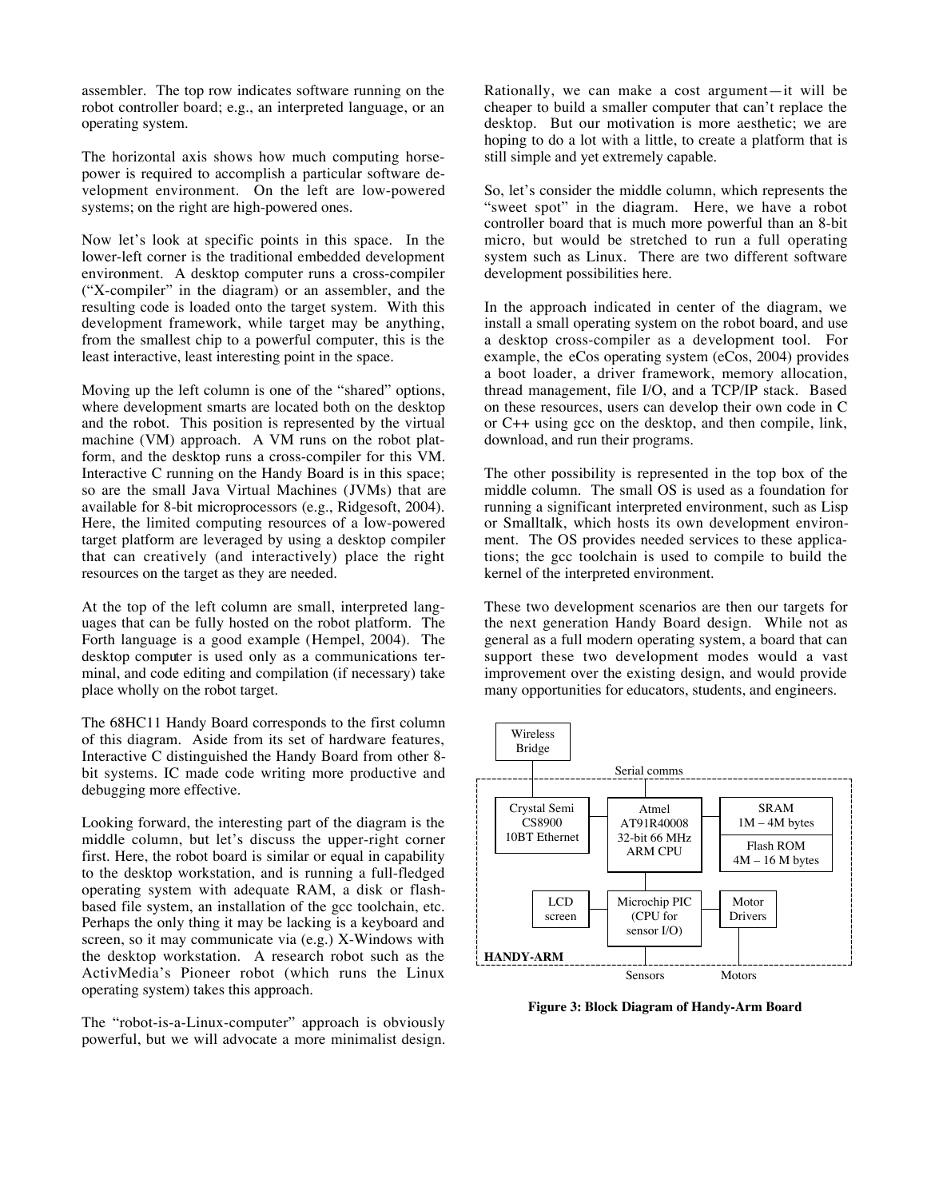assembler. The top row indicates software running on the robot controller board; e.g., an interpreted language, or an operating system.

The horizontal axis shows how much computing horsepower is required to accomplish a particular software development environment. On the left are low-powered systems; on the right are high-powered ones.

Now let's look at specific points in this space. In the lower-left corner is the traditional embedded development environment. A desktop computer runs a cross-compiler ("X-compiler" in the diagram) or an assembler, and the resulting code is loaded onto the target system. With this development framework, while target may be anything, from the smallest chip to a powerful computer, this is the least interactive, least interesting point in the space.

Moving up the left column is one of the "shared" options, where development smarts are located both on the desktop and the robot. This position is represented by the virtual machine (VM) approach. A VM runs on the robot platform, and the desktop runs a cross-compiler for this VM. Interactive C running on the Handy Board is in this space; so are the small Java Virtual Machines (JVMs) that are available for 8-bit microprocessors (e.g., Ridgesoft, 2004). Here, the limited computing resources of a low-powered target platform are leveraged by using a desktop compiler that can creatively (and interactively) place the right resources on the target as they are needed.

At the top of the left column are small, interpreted languages that can be fully hosted on the robot platform. The Forth language is a good example (Hempel, 2004). The desktop computer is used only as a communications terminal, and code editing and compilation (if necessary) take place wholly on the robot target.

The 68HC11 Handy Board corresponds to the first column of this diagram. Aside from its set of hardware features, Interactive C distinguished the Handy Board from other 8-bit systems. IC made code writing more productive and debugging more effective.

Looking forward, the interesting part of the diagram is the middle column, but let's discuss the upper-right corner first. Here, the robot board is similar or equal in capability to the desktop workstation, and is running a full-fledged operating system with adequate RAM, a disk or flash-based file system, an installation of the gcc toolchain, etc. Perhaps the only thing it may be lacking is a keyboard and screen, so it may communicate via (e.g.) X-Windows with the desktop workstation. A research robot such as the ActivMedia's Pioneer robot (which runs the Linux operating system) takes this approach.

The "robot-is-a-Linux-computer" approach is obviously powerful, but we will advocate a more minimalist design. Rationally, we can make a cost argument—it will be cheaper to build a smaller computer that can't replace the desktop. But our motivation is more aesthetic; we are hoping to do a lot with a little, to create a platform that is still simple and yet extremely capable.

So, let's consider the middle column, which represents the "sweet spot" in the diagram. Here, we have a robot controller board that is much more powerful than an 8-bit micro, but would be stretched to run a full operating system such as Linux. There are two different software development possibilities here.

In the approach indicated in center of the diagram, we install a small operating system on the robot board, and use a desktop cross-compiler as a development tool. For example, the eCos operating system (eCos, 2004) provides a boot loader, a driver framework, memory allocation, thread management, file I/O, and a TCP/IP stack. Based on these resources, users can develop their own code in C or C++ using gcc on the desktop, and then compile, link, download, and run their programs.

The other possibility is represented in the top box of the middle column. The small OS is used as a foundation for running a significant interpreted environment, such as Lisp or Smalltalk, which hosts its own development environment. The OS provides needed services to these applications; the gcc toolchain is used to compile to build the kernel of the interpreted environment.

These two development scenarios are then our targets for the next generation Handy Board design. While not as general as a full modern operating system, a board that can support these two development modes would a vast improvement over the existing design, and would provide many opportunities for educators, students, and engineers.

Wireless Bridge

Serial comms

Crystal Semi CS8900 10BT Ethernet

Atmel AT91R40008 32-bit 66 MHz ARM CPU

SRAM 1M – 4M bytes

Flash ROM 4M – 16 M bytes

LCD screen

Microchip PIC (CPU for sensor I/O)

Motor Drivers

HANDY-ARM

Sensors

Motors

**Figure 3: Block Diagram of Handy-Arm Board**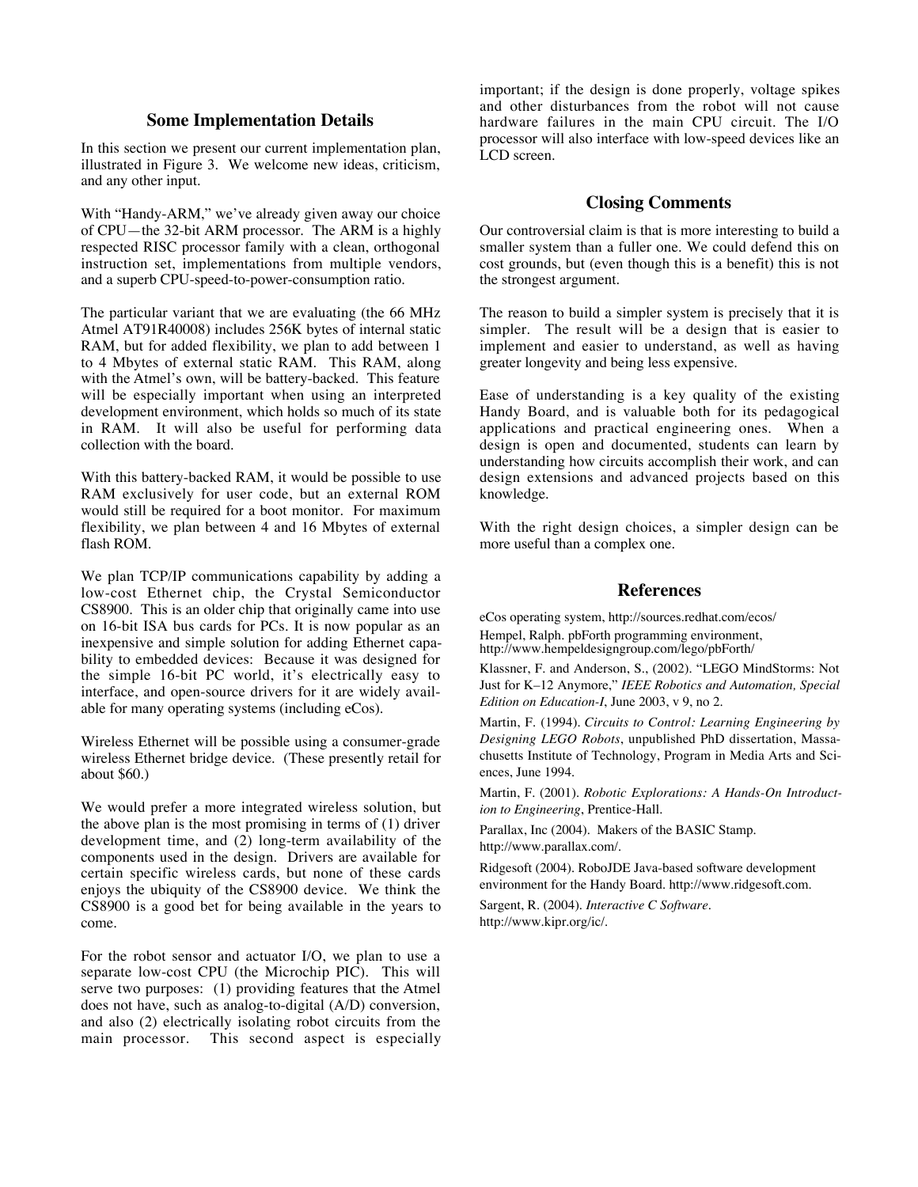## Some Implementation Details

In this section we present our current implementation plan, illustrated in Figure 3. We welcome new ideas, criticism, and any other input.

With "Handy-ARM," we've already given away our choice of CPU—the 32-bit ARM processor. The ARM is a highly respected RISC processor family with a clean, orthogonal instruction set, implementations from multiple vendors, and a superb CPU-speed-to-power-consumption ratio.

The particular variant that we are evaluating (the 66 MHz Atmel AT91R40008) includes 256K bytes of internal static RAM, but for added flexibility, we plan to add between 1 to 4 Mbytes of external static RAM. This RAM, along with the Atmel's own, will be battery-backed. This feature will be especially important when using an interpreted development environment, which holds so much of its state in RAM. It will also be useful for performing data collection with the board.

With this battery-backed RAM, it would be possible to use RAM exclusively for user code, but an external ROM would still be required for a boot monitor. For maximum flexibility, we plan between 4 and 16 Mbytes of external flash ROM.

We plan TCP/IP communications capability by adding a low-cost Ethernet chip, the Crystal Semiconductor CS8900. This is an older chip that originally came into use on 16-bit ISA bus cards for PCs. It is now popular as an inexpensive and simple solution for adding Ethernet capability to embedded devices: Because it was designed for the simple 16-bit PC world, it's electrically easy to interface, and open-source drivers for it are widely available for many operating systems (including eCos).

Wireless Ethernet will be possible using a consumer-grade wireless Ethernet bridge device. (These presently retail for about $60.)

We would prefer a more integrated wireless solution, but the above plan is the most promising in terms of (1) driver development time, and (2) long-term availability of the components used in the design. Drivers are available for certain specific wireless cards, but none of these cards enjoys the ubiquity of the CS8900 device. We think the CS8900 is a good bet for being available in the years to come.

For the robot sensor and actuator I/O, we plan to use a separate low-cost CPU (the Microchip PIC). This will serve two purposes: (1) providing features that the Atmel does not have, such as analog-to-digital (A/D) conversion, and also (2) electrically isolating robot circuits from the main processor. This second aspect is especially important; if the design is done properly, voltage spikes and other disturbances from the robot will not cause hardware failures in the main CPU circuit. The I/O processor will also interface with low-speed devices like an LCD screen.

## Closing Comments

Our controversial claim is that is more interesting to build a smaller system than a fuller one. We could defend this on cost grounds, but (even though this is a benefit) this is not the strongest argument.

The reason to build a simpler system is precisely that it is simpler. The result will be a design that is easier to implement and easier to understand, as well as having greater longevity and being less expensive.

Ease of understanding is a key quality of the existing Handy Board, and is valuable both for its pedagogical applications and practical engineering ones. When a design is open and documented, students can learn by understanding how circuits accomplish their work, and can design extensions and advanced projects based on this knowledge.

With the right design choices, a simpler design can be more useful than a complex one.

## References

eCos operating system, http://sources.redhat.com/ecos/

Hempel, Ralph. pbForth programming environment, http://www.hempeldesigngroup.com/lego/pbForth/

Klassner, F. and Anderson, S., (2002). "LEGO MindStorms: Not Just for K–12 Anymore," *IEEE Robotics and Automation, Special Edition on Education-I*, June 2003, v 9, no 2.

Martin, F. (1994). *Circuits to Control: Learning Engineering by Designing LEGO Robots*, unpublished PhD dissertation, Massachusetts Institute of Technology, Program in Media Arts and Sciences, June 1994.

Martin, F. (2001). *Robotic Explorations: A Hands-On Introduction to Engineering*, Prentice-Hall.

Parallax, Inc (2004). Makers of the BASIC Stamp. http://www.parallax.com/.

Ridgesoft (2004). RoboJDE Java-based software development environment for the Handy Board. http://www.ridgesoft.com.

Sargent, R. (2004). *Interactive C Software*. http://www.kipr.org/ic/.